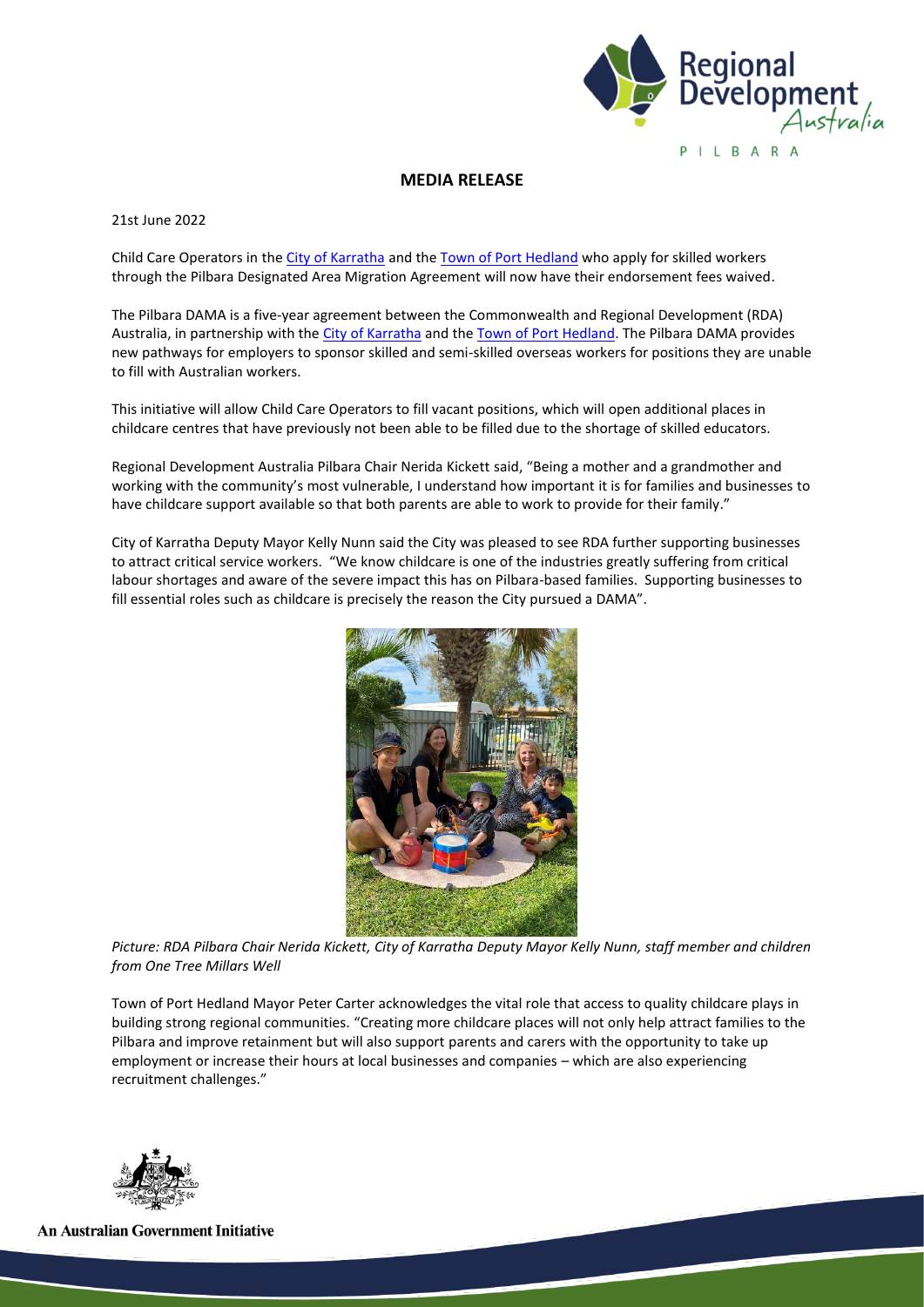# MEDIA RELEASE

21st June 2022

Child Care Operators in the City of Karratha and the Town of Port Hedland who apply for skilled workers through the Pilbara Designated Area Migration Agreement will now have their endorsement fees waived.

The Pilbara DAMA is a five-year agreement between the Commonwealth and Regional Development (RDA) Australia, in partnership with the City of Karratha and the Town of Port Hedland. The Pilbara DAMA provides new pathways for employers to sponsor skilled and semi-skilled overseas workers for positions they are unable to fill with Australian workers.

This initiative will allow Child Care Operators to fill vacant positions, which will open additional places in childcare centres that have previously not been able to be filled due to the shortage of skilled educators.

Regional Development Australia Pilbara Chair Nerida Kickett said, "Being a mother and a grandmother and working with the community's most vulnerable, I understand how important it is for families and businesses to have childcare support available so that both parents are able to work to provide for their family."

City of Karratha Deputy Mayor Kelly Nunn said the City was pleased to see RDA further supporting businesses to attract critical service workers. "We know childcare is one of the industries greatly suffering from critical labour shortages and aware of the severe impact this has on Pilbara-based families. Supporting businesses to fill essential roles such as childcare is precisely the reason the City pursued a DAMA".

*Picture: RDA Pilbara Chair Nerida Kickett, City of Karratha Deputy Mayor Kelly Nunn, staff member and children from One Tree Millars Well*

Town of Port Hedland Mayor Peter Carter acknowledges the vital role that access to quality childcare plays in building strong regional communities. "Creating more childcare places will not only help attract families to the Pilbara and improve retainment but will also support parents and carers with the opportunity to take up employment or increase their hours at local businesses and companies – which are also experiencing recruitment challenges."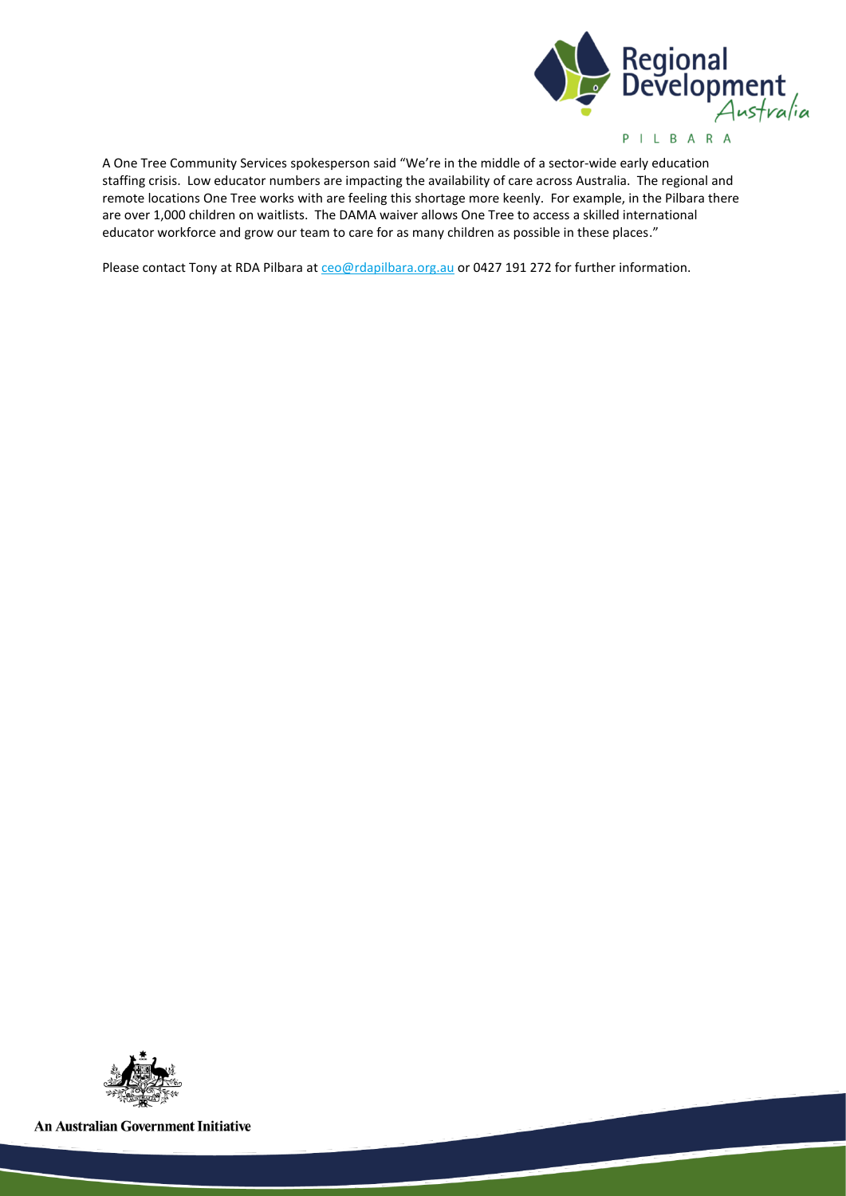A One Tree Community Services spokesperson said "We're in the middle of a sector-wide early education staffing crisis. Low educator numbers are impacting the availability of care across Australia. The regional and remote locations One Tree works with are feeling this shortage more keenly. For example, in the Pilbara there are over 1,000 children on waitlists. The DAMA waiver allows One Tree to access a skilled international educator workforce and grow our team to care for as many children as possible in these places."

Please contact Tony at RDA Pilbara at ceo@rdapilbara.org.au or 0427 191 272 for further information.